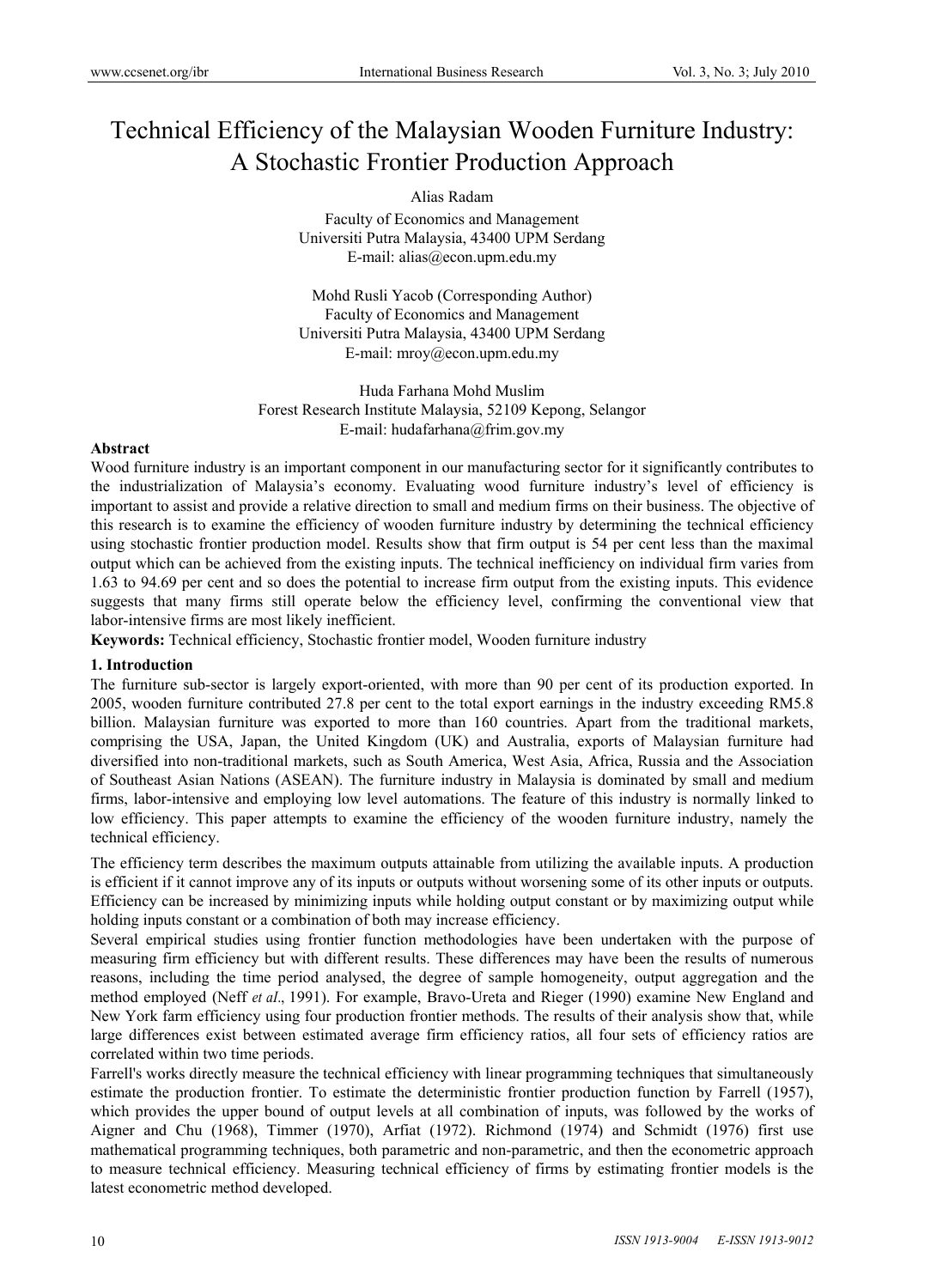# Technical Efficiency of the Malaysian Wooden Furniture Industry: A Stochastic Frontier Production Approach

Alias Radam

Faculty of Economics and Management
Universiti Putra Malaysia, 43400 UPM Serdang
E-mail: alias@econ.upm.edu.my

Mohd Rusli Yacob (Corresponding Author)
Faculty of Economics and Management
Universiti Putra Malaysia, 43400 UPM Serdang
E-mail: mroy@econ.upm.edu.my

Huda Farhana Mohd Muslim
Forest Research Institute Malaysia, 52109 Kepong, Selangor
E-mail: hudafarhana@frim.gov.my

**Abstract**

Wood furniture industry is an important component in our manufacturing sector for it significantly contributes to the industrialization of Malaysia's economy. Evaluating wood furniture industry's level of efficiency is important to assist and provide a relative direction to small and medium firms on their business. The objective of this research is to examine the efficiency of wooden furniture industry by determining the technical efficiency using stochastic frontier production model. Results show that firm output is 54 per cent less than the maximal output which can be achieved from the existing inputs. The technical inefficiency on individual firm varies from 1.63 to 94.69 per cent and so does the potential to increase firm output from the existing inputs. This evidence suggests that many firms still operate below the efficiency level, confirming the conventional view that labor-intensive firms are most likely inefficient.

**Keywords:** Technical efficiency, Stochastic frontier model, Wooden furniture industry

## 1. Introduction

The furniture sub-sector is largely export-oriented, with more than 90 per cent of its production exported. In 2005, wooden furniture contributed 27.8 per cent to the total export earnings in the industry exceeding RM5.8 billion. Malaysian furniture was exported to more than 160 countries. Apart from the traditional markets, comprising the USA, Japan, the United Kingdom (UK) and Australia, exports of Malaysian furniture had diversified into non-traditional markets, such as South America, West Asia, Africa, Russia and the Association of Southeast Asian Nations (ASEAN). The furniture industry in Malaysia is dominated by small and medium firms, labor-intensive and employing low level automations. The feature of this industry is normally linked to low efficiency. This paper attempts to examine the efficiency of the wooden furniture industry, namely the technical efficiency.

The efficiency term describes the maximum outputs attainable from utilizing the available inputs. A production is efficient if it cannot improve any of its inputs or outputs without worsening some of its other inputs or outputs. Efficiency can be increased by minimizing inputs while holding output constant or by maximizing output while holding inputs constant or a combination of both may increase efficiency.

Several empirical studies using frontier function methodologies have been undertaken with the purpose of measuring firm efficiency but with different results. These differences may have been the results of numerous reasons, including the time period analysed, the degree of sample homogeneity, output aggregation and the method employed (Neff *et al*., 1991). For example, Bravo-Ureta and Rieger (1990) examine New England and New York farm efficiency using four production frontier methods. The results of their analysis show that, while large differences exist between estimated average firm efficiency ratios, all four sets of efficiency ratios are correlated within two time periods.

Farrell's works directly measure the technical efficiency with linear programming techniques that simultaneously estimate the production frontier. To estimate the deterministic frontier production function by Farrell (1957), which provides the upper bound of output levels at all combination of inputs, was followed by the works of Aigner and Chu (1968), Timmer (1970), Arfiat (1972). Richmond (1974) and Schmidt (1976) first use mathematical programming techniques, both parametric and non-parametric, and then the econometric approach to measure technical efficiency. Measuring technical efficiency of firms by estimating frontier models is the latest econometric method developed.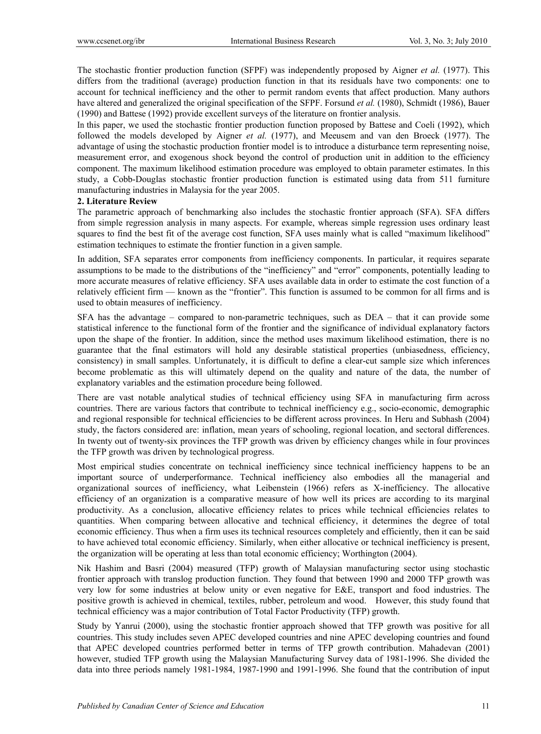The stochastic frontier production function (SFPF) was independently proposed by Aigner *et al.* (1977). This differs from the traditional (average) production function in that its residuals have two components: one to account for technical inefficiency and the other to permit random events that affect production. Many authors have altered and generalized the original specification of the SFPF. Forsund *et al.* (1980), Schmidt (1986), Bauer (1990) and Battese (1992) provide excellent surveys of the literature on frontier analysis.

In this paper, we used the stochastic frontier production function proposed by Battese and Coeli (1992), which followed the models developed by Aigner *et al.* (1977), and Meeusem and van den Broeck (1977). The advantage of using the stochastic production frontier model is to introduce a disturbance term representing noise, measurement error, and exogenous shock beyond the control of production unit in addition to the efficiency component. The maximum likelihood estimation procedure was employed to obtain parameter estimates. In this study, a Cobb-Douglas stochastic frontier production function is estimated using data from 511 furniture manufacturing industries in Malaysia for the year 2005.

## 2. Literature Review

The parametric approach of benchmarking also includes the stochastic frontier approach (SFA). SFA differs from simple regression analysis in many aspects. For example, whereas simple regression uses ordinary least squares to find the best fit of the average cost function, SFA uses mainly what is called "maximum likelihood" estimation techniques to estimate the frontier function in a given sample.

In addition, SFA separates error components from inefficiency components. In particular, it requires separate assumptions to be made to the distributions of the "inefficiency" and "error" components, potentially leading to more accurate measures of relative efficiency. SFA uses available data in order to estimate the cost function of a relatively efficient firm — known as the "frontier". This function is assumed to be common for all firms and is used to obtain measures of inefficiency.

SFA has the advantage – compared to non-parametric techniques, such as DEA – that it can provide some statistical inference to the functional form of the frontier and the significance of individual explanatory factors upon the shape of the frontier. In addition, since the method uses maximum likelihood estimation, there is no guarantee that the final estimators will hold any desirable statistical properties (unbiasedness, efficiency, consistency) in small samples. Unfortunately, it is difficult to define a clear-cut sample size which inferences become problematic as this will ultimately depend on the quality and nature of the data, the number of explanatory variables and the estimation procedure being followed.

There are vast notable analytical studies of technical efficiency using SFA in manufacturing firm across countries. There are various factors that contribute to technical inefficiency e.g., socio-economic, demographic and regional responsible for technical efficiencies to be different across provinces. In Heru and Subhash (2004) study, the factors considered are: inflation, mean years of schooling, regional location, and sectoral differences. In twenty out of twenty-six provinces the TFP growth was driven by efficiency changes while in four provinces the TFP growth was driven by technological progress.

Most empirical studies concentrate on technical inefficiency since technical inefficiency happens to be an important source of underperformance. Technical inefficiency also embodies all the managerial and organizational sources of inefficiency, what Leibenstein (1966) refers as X-inefficiency. The allocative efficiency of an organization is a comparative measure of how well its prices are according to its marginal productivity. As a conclusion, allocative efficiency relates to prices while technical efficiencies relates to quantities. When comparing between allocative and technical efficiency, it determines the degree of total economic efficiency. Thus when a firm uses its technical resources completely and efficiently, then it can be said to have achieved total economic efficiency. Similarly, when either allocative or technical inefficiency is present, the organization will be operating at less than total economic efficiency; Worthington (2004).

Nik Hashim and Basri (2004) measured (TFP) growth of Malaysian manufacturing sector using stochastic frontier approach with translog production function. They found that between 1990 and 2000 TFP growth was very low for some industries at below unity or even negative for E&E, transport and food industries. The positive growth is achieved in chemical, textiles, rubber, petroleum and wood. However, this study found that technical efficiency was a major contribution of Total Factor Productivity (TFP) growth.

Study by Yanrui (2000), using the stochastic frontier approach showed that TFP growth was positive for all countries. This study includes seven APEC developed countries and nine APEC developing countries and found that APEC developed countries performed better in terms of TFP growth contribution. Mahadevan (2001) however, studied TFP growth using the Malaysian Manufacturing Survey data of 1981-1996. She divided the data into three periods namely 1981-1984, 1987-1990 and 1991-1996. She found that the contribution of input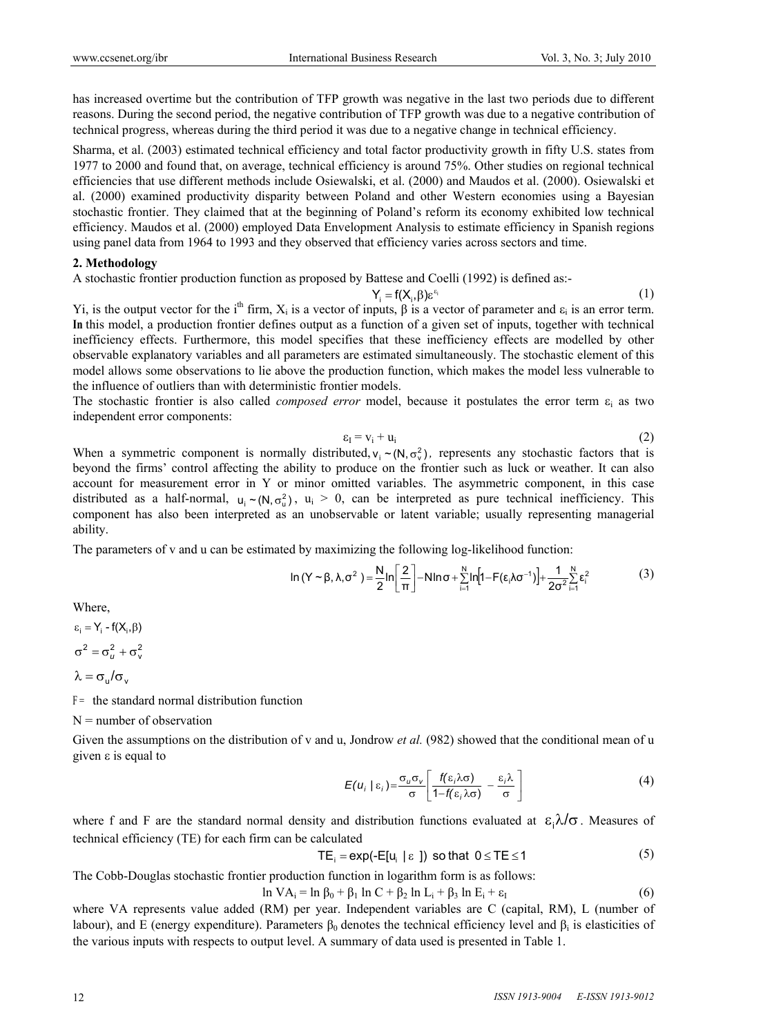has increased overtime but the contribution of TFP growth was negative in the last two periods due to different reasons. During the second period, the negative contribution of TFP growth was due to a negative contribution of technical progress, whereas during the third period it was due to a negative change in technical efficiency.

Sharma, et al. (2003) estimated technical efficiency and total factor productivity growth in fifty U.S. states from 1977 to 2000 and found that, on average, technical efficiency is around 75%. Other studies on regional technical efficiencies that use different methods include Osiewalski, et al. (2000) and Maudos et al. (2000). Osiewalski et al. (2000) examined productivity disparity between Poland and other Western economies using a Bayesian stochastic frontier. They claimed that at the beginning of Poland's reform its economy exhibited low technical efficiency. Maudos et al. (2000) employed Data Envelopment Analysis to estimate efficiency in Spanish regions using panel data from 1964 to 1993 and they observed that efficiency varies across sectors and time.

## 2. Methodology

A stochastic frontier production function as proposed by Battese and Coelli (1992) is defined as:-

$$Y_i = f(X_i, \beta)\varepsilon^{\varepsilon_i} \tag{1}$$

Yi, is the output vector for the i[th] firm, $X_i$ is a vector of inputs, β is a vector of parameter and $\varepsilon_i$ is an error term. **In** this model, a production frontier defines output as a function of a given set of inputs, together with technical inefficiency effects. Furthermore, this model specifies that these inefficiency effects are modelled by other observable explanatory variables and all parameters are estimated simultaneously. The stochastic element of this model allows some observations to lie above the production function, which makes the model less vulnerable to the influence of outliers than with deterministic frontier models.

The stochastic frontier is also called *composed error* model, because it postulates the error term $\varepsilon_i$ as two independent error components:

$$\varepsilon_I = v_i + u_i \tag{2}$$

When a symmetric component is normally distributed, $v_i \sim (N, \sigma_v^2)$, represents any stochastic factors that is beyond the firms' control affecting the ability to produce on the frontier such as luck or weather. It can also account for measurement error in Y or minor omitted variables. The asymmetric component, in this case distributed as a half-normal, $u_i \sim (N, \sigma_u^2)$, $u_i > 0$, can be interpreted as pure technical inefficiency. This component has also been interpreted as an unobservable or latent variable; usually representing managerial ability.

The parameters of v and u can be estimated by maximizing the following log-likelihood function:

$$\ln(Y \sim \beta, \lambda, \sigma^2) = \frac{N}{2}\ln\left[\frac{2}{\pi}\right] - N\ln\sigma + \sum_{i=1}^{N}\ln\left[1 - F(\varepsilon_i\lambda\sigma^{-1})\right] + \frac{1}{2\sigma^2}\sum_{i=1}^{N}\varepsilon_i^2 \tag{3}$$

Where,

$\varepsilon_i = Y_i - f(X_i, \beta)$

$\sigma^2 = \sigma_u^2 + \sigma_v^2$

$\lambda = \sigma_u / \sigma_v$

F = the standard normal distribution function

N = number of observation

Given the assumptions on the distribution of v and u, Jondrow *et al.* (982) showed that the conditional mean of u given ε is equal to

$$E(u_i \mid \varepsilon_i) = \frac{\sigma_u \sigma_v}{\sigma}\left[\frac{f(\varepsilon_i\lambda\sigma)}{1 - f(\varepsilon_i\lambda\sigma)} - \frac{\varepsilon_i\lambda}{\sigma}\right] \tag{4}$$

where f and F are the standard normal density and distribution functions evaluated at $\varepsilon_i\lambda/\sigma$. Measures of technical efficiency (TE) for each firm can be calculated

$$TE_i = \exp(-E[u_i \mid \varepsilon\ ]) \text{ so that } 0 \le TE \le 1 \tag{5}$$

The Cobb-Douglas stochastic frontier production function in logarithm form is as follows:

$$\ln VA_i = \ln \beta_0 + \beta_1 \ln C + \beta_2 \ln L_i + \beta_3 \ln E_i + \varepsilon_I \tag{6}$$

where VA represents value added (RM) per year. Independent variables are C (capital, RM), L (number of labour), and E (energy expenditure). Parameters $\beta_0$ denotes the technical efficiency level and $\beta_i$ is elasticities of the various inputs with respects to output level. A summary of data used is presented in Table 1.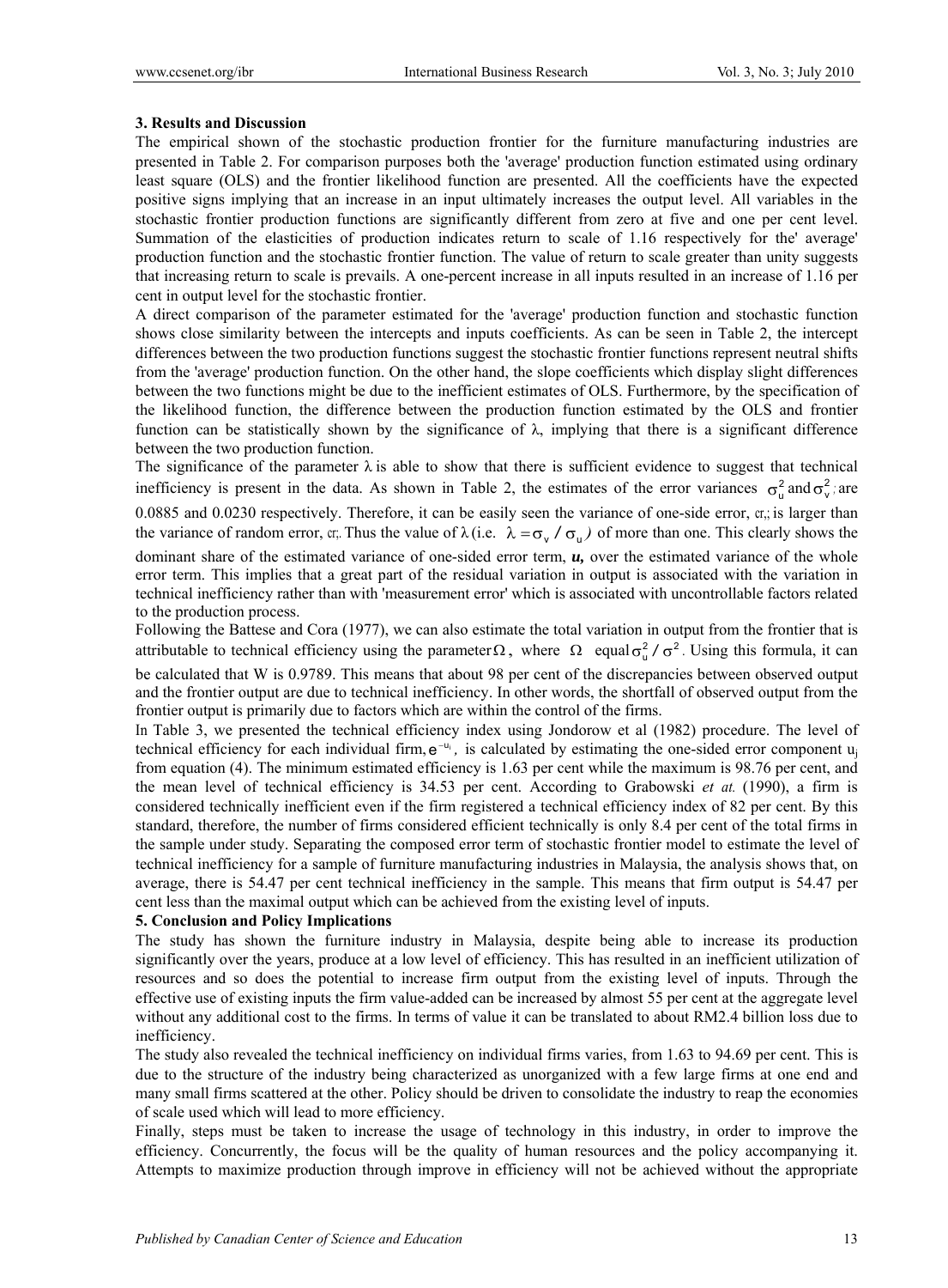### 3. Results and Discussion

The empirical shown of the stochastic production frontier for the furniture manufacturing industries are presented in Table 2. For comparison purposes both the 'average' production function estimated using ordinary least square (OLS) and the frontier likelihood function are presented. All the coefficients have the expected positive signs implying that an increase in an input ultimately increases the output level. All variables in the stochastic frontier production functions are significantly different from zero at five and one per cent level. Summation of the elasticities of production indicates return to scale of 1.16 respectively for the' average' production function and the stochastic frontier function. The value of return to scale greater than unity suggests that increasing return to scale is prevails. A one-percent increase in all inputs resulted in an increase of 1.16 per cent in output level for the stochastic frontier.

A direct comparison of the parameter estimated for the 'average' production function and stochastic function shows close similarity between the intercepts and inputs coefficients. As can be seen in Table 2, the intercept differences between the two production functions suggest the stochastic frontier functions represent neutral shifts from the 'average' production function. On the other hand, the slope coefficients which display slight differences between the two functions might be due to the inefficient estimates of OLS. Furthermore, by the specification of the likelihood function, the difference between the production function estimated by the OLS and frontier function can be statistically shown by the significance of λ, implying that there is a significant difference between the two production function.

The significance of the parameter λ is able to show that there is sufficient evidence to suggest that technical inefficiency is present in the data. As shown in Table 2, the estimates of the error variances $\sigma_u^2$ and $\sigma_v^2$ are 0.0885 and 0.0230 respectively. Therefore, it can be easily seen the variance of one-side error, $\sigma_u$ is larger than the variance of random error, $\sigma_v$. Thus the value of λ (i.e. $\lambda = \sigma_v / \sigma_u$) of more than one. This clearly shows the dominant share of the estimated variance of one-sided error term, ***u,*** over the estimated variance of the whole error term. This implies that a great part of the residual variation in output is associated with the variation in technical inefficiency rather than with 'measurement error' which is associated with uncontrollable factors related to the production process.

Following the Battese and Cora (1977), we can also estimate the total variation in output from the frontier that is attributable to technical efficiency using the parameter $\Omega$, where $\Omega$ equal $\sigma_u^2 / \sigma^2$. Using this formula, it can be calculated that W is 0.9789. This means that about 98 per cent of the discrepancies between observed output and the frontier output are due to technical inefficiency. In other words, the shortfall of observed output from the frontier output is primarily due to factors which are within the control of the firms.

In Table 3, we presented the technical efficiency index using Jondorow et al (1982) procedure. The level of technical efficiency for each individual firm, $e^{-u_i}$, is calculated by estimating the one-sided error component $u_j$ from equation (4). The minimum estimated efficiency is 1.63 per cent while the maximum is 98.76 per cent, and the mean level of technical efficiency is 34.53 per cent. According to Grabowski *et at.* (1990), a firm is considered technically inefficient even if the firm registered a technical efficiency index of 82 per cent. By this standard, therefore, the number of firms considered efficient technically is only 8.4 per cent of the total firms in the sample under study. Separating the composed error term of stochastic frontier model to estimate the level of technical inefficiency for a sample of furniture manufacturing industries in Malaysia, the analysis shows that, on average, there is 54.47 per cent technical inefficiency in the sample. This means that firm output is 54.47 per cent less than the maximal output which can be achieved from the existing level of inputs.

### 5. Conclusion and Policy Implications

The study has shown the furniture industry in Malaysia, despite being able to increase its production significantly over the years, produce at a low level of efficiency. This has resulted in an inefficient utilization of resources and so does the potential to increase firm output from the existing level of inputs. Through the effective use of existing inputs the firm value-added can be increased by almost 55 per cent at the aggregate level without any additional cost to the firms. In terms of value it can be translated to about RM2.4 billion loss due to inefficiency.

The study also revealed the technical inefficiency on individual firms varies, from 1.63 to 94.69 per cent. This is due to the structure of the industry being characterized as unorganized with a few large firms at one end and many small firms scattered at the other. Policy should be driven to consolidate the industry to reap the economies of scale used which will lead to more efficiency.

Finally, steps must be taken to increase the usage of technology in this industry, in order to improve the efficiency. Concurrently, the focus will be the quality of human resources and the policy accompanying it. Attempts to maximize production through improve in efficiency will not be achieved without the appropriate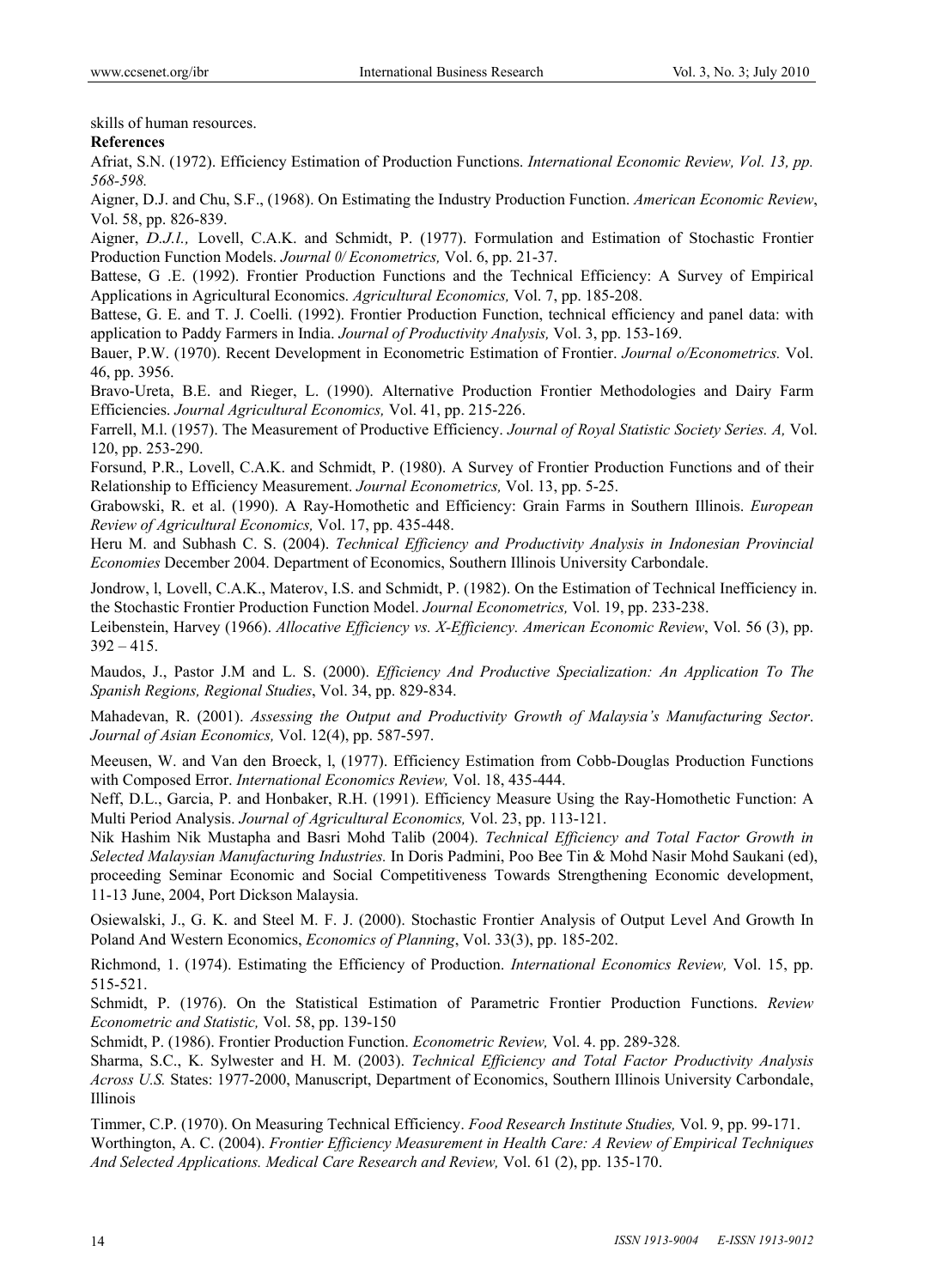skills of human resources.

**References**

Afriat, S.N. (1972). Efficiency Estimation of Production Functions. *International Economic Review, Vol. 13, pp. 568-598.*

Aigner, D.J. and Chu, S.F., (1968). On Estimating the Industry Production Function. *American Economic Review*, Vol. 58, pp. 826-839.

Aigner, *D.J.l.,* Lovell, C.A.K. and Schmidt, P. (1977). Formulation and Estimation of Stochastic Frontier Production Function Models. *Journal 0/ Econometrics,* Vol. 6, pp. 21-37.

Battese, G .E. (1992). Frontier Production Functions and the Technical Efficiency: A Survey of Empirical Applications in Agricultural Economics. *Agricultural Economics,* Vol. 7, pp. 185-208.

Battese, G. E. and T. J. Coelli. (1992). Frontier Production Function, technical efficiency and panel data: with application to Paddy Farmers in India. *Journal of Productivity Analysis,* Vol. 3, pp. 153-169.

Bauer, P.W. (1970). Recent Development in Econometric Estimation of Frontier. *Journal o/Econometrics.* Vol. 46, pp. 3956.

Bravo-Ureta, B.E. and Rieger, L. (1990). Alternative Production Frontier Methodologies and Dairy Farm Efficiencies. *Journal Agricultural Economics,* Vol. 41, pp. 215-226.

Farrell, M.l. (1957). The Measurement of Productive Efficiency. *Journal of Royal Statistic Society Series. A,* Vol. 120, pp. 253-290.

Forsund, P.R., Lovell, C.A.K. and Schmidt, P. (1980). A Survey of Frontier Production Functions and of their Relationship to Efficiency Measurement. *Journal Econometrics,* Vol. 13, pp. 5-25.

Grabowski, R. et al. (1990). A Ray-Homothetic and Efficiency: Grain Farms in Southern Illinois. *European Review of Agricultural Economics,* Vol. 17, pp. 435-448.

Heru M. and Subhash C. S. (2004). *Technical Efficiency and Productivity Analysis in Indonesian Provincial Economies* December 2004. Department of Economics, Southern Illinois University Carbondale.

Jondrow, l, Lovell, C.A.K., Materov, I.S. and Schmidt, P. (1982). On the Estimation of Technical Inefficiency in. the Stochastic Frontier Production Function Model. *Journal Econometrics,* Vol. 19, pp. 233-238.

Leibenstein, Harvey (1966). *Allocative Efficiency vs. X-Efficiency. American Economic Review*, Vol. 56 (3), pp. 392 – 415.

Maudos, J., Pastor J.M and L. S. (2000). *Efficiency And Productive Specialization: An Application To The Spanish Regions, Regional Studies*, Vol. 34, pp. 829-834.

Mahadevan, R. (2001). *Assessing the Output and Productivity Growth of Malaysia's Manufacturing Sector*. *Journal of Asian Economics,* Vol. 12(4), pp. 587-597.

Meeusen, W. and Van den Broeck, l, (1977). Efficiency Estimation from Cobb-Douglas Production Functions with Composed Error. *International Economics Review,* Vol. 18, 435-444.

Neff, D.L., Garcia, P. and Honbaker, R.H. (1991). Efficiency Measure Using the Ray-Homothetic Function: A Multi Period Analysis. *Journal of Agricultural Economics,* Vol. 23, pp. 113-121.

Nik Hashim Nik Mustapha and Basri Mohd Talib (2004). *Technical Efficiency and Total Factor Growth in Selected Malaysian Manufacturing Industries.* In Doris Padmini, Poo Bee Tin & Mohd Nasir Mohd Saukani (ed), proceeding Seminar Economic and Social Competitiveness Towards Strengthening Economic development, 11-13 June, 2004, Port Dickson Malaysia.

Osiewalski, J., G. K. and Steel M. F. J. (2000). Stochastic Frontier Analysis of Output Level And Growth In Poland And Western Economics, *Economics of Planning*, Vol. 33(3), pp. 185-202.

Richmond, 1. (1974). Estimating the Efficiency of Production. *International Economics Review,* Vol. 15, pp. 515-521.

Schmidt, P. (1976). On the Statistical Estimation of Parametric Frontier Production Functions. *Review Econometric and Statistic,* Vol. 58, pp. 139-150

Schmidt, P. (1986). Frontier Production Function. *Econometric Review,* Vol. 4. pp. 289-328.

Sharma, S.C., K. Sylwester and H. M. (2003). *Technical Efficiency and Total Factor Productivity Analysis Across U.S.* States: 1977-2000, Manuscript, Department of Economics, Southern Illinois University Carbondale, Illinois

Timmer, C.P. (1970). On Measuring Technical Efficiency. *Food Research Institute Studies,* Vol. 9, pp. 99-171.

Worthington, A. C. (2004). *Frontier Efficiency Measurement in Health Care: A Review of Empirical Techniques And Selected Applications. Medical Care Research and Review,* Vol. 61 (2), pp. 135-170.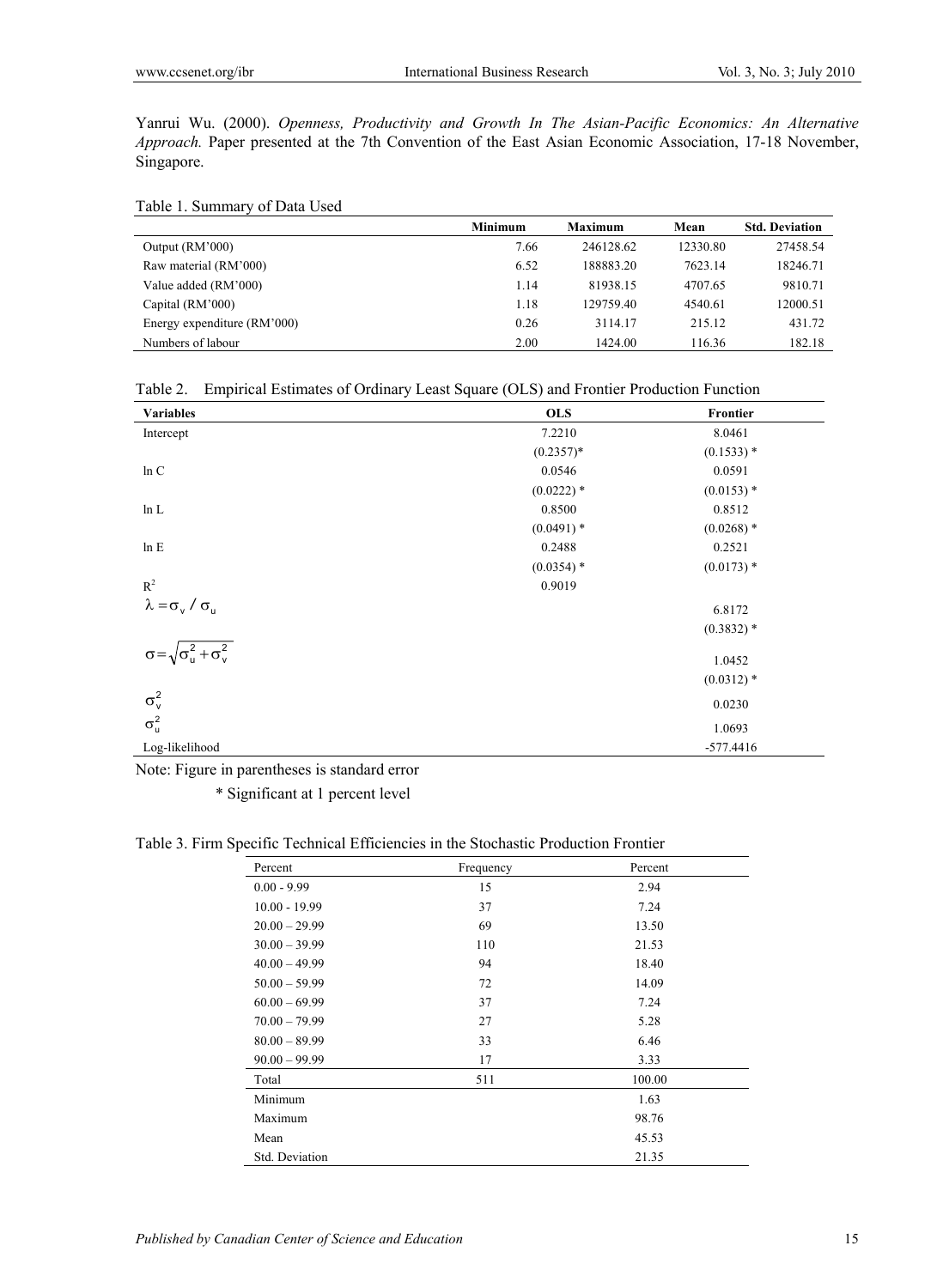Yanrui Wu. (2000). *Openness, Productivity and Growth In The Asian-Pacific Economics: An Alternative Approach.* Paper presented at the 7th Convention of the East Asian Economic Association, 17-18 November, Singapore.

Table 1. Summary of Data Used

| | Minimum | Maximum | Mean | Std. Deviation |
|---|---|---|---|---|
| Output (RM'000) | 7.66 | 246128.62 | 12330.80 | 27458.54 |
| Raw material (RM'000) | 6.52 | 188883.20 | 7623.14 | 18246.71 |
| Value added (RM'000) | 1.14 | 81938.15 | 4707.65 | 9810.71 |
| Capital (RM'000) | 1.18 | 129759.40 | 4540.61 | 12000.51 |
| Energy expenditure (RM'000) | 0.26 | 3114.17 | 215.12 | 431.72 |
| Numbers of labour | 2.00 | 1424.00 | 116.36 | 182.18 |

Table 2. Empirical Estimates of Ordinary Least Square (OLS) and Frontier Production Function

| Variables | OLS | Frontier |
|---|---|---|
| Intercept | 7.2210 | 8.0461 |
| | (0.2357)* | (0.1533) * |
| ln C | 0.0546 | 0.0591 |
| | (0.0222) * | (0.0153) * |
| ln L | 0.8500 | 0.8512 |
| | (0.0491) * | (0.0268) * |
| ln E | 0.2488 | 0.2521 |
| | (0.0354) * | (0.0173) * |
| $R^2$ | 0.9019 | |
| $\lambda = \sigma_v / \sigma_u$ | | 6.8172 |
| | | (0.3832) * |
| $\sigma = \sqrt{\sigma_u^2 + \sigma_v^2}$ | | 1.0452 |
| | | (0.0312) * |
| $\sigma_v^2$ | | 0.0230 |
| $\sigma_u^2$ | | 1.0693 |
| Log-likelihood | | -577.4416 |

Note: Figure in parentheses is standard error

\* Significant at 1 percent level

Table 3. Firm Specific Technical Efficiencies in the Stochastic Production Frontier

| Percent | Frequency | Percent |
|---|---|---|
| 0.00 - 9.99 | 15 | 2.94 |
| 10.00 - 19.99 | 37 | 7.24 |
| 20.00 – 29.99 | 69 | 13.50 |
| 30.00 – 39.99 | 110 | 21.53 |
| 40.00 – 49.99 | 94 | 18.40 |
| 50.00 – 59.99 | 72 | 14.09 |
| 60.00 – 69.99 | 37 | 7.24 |
| 70.00 – 79.99 | 27 | 5.28 |
| 80.00 – 89.99 | 33 | 6.46 |
| 90.00 – 99.99 | 17 | 3.33 |
| Total | 511 | 100.00 |
| Minimum | | 1.63 |
| Maximum | | 98.76 |
| Mean | | 45.53 |
| Std. Deviation | | 21.35 |